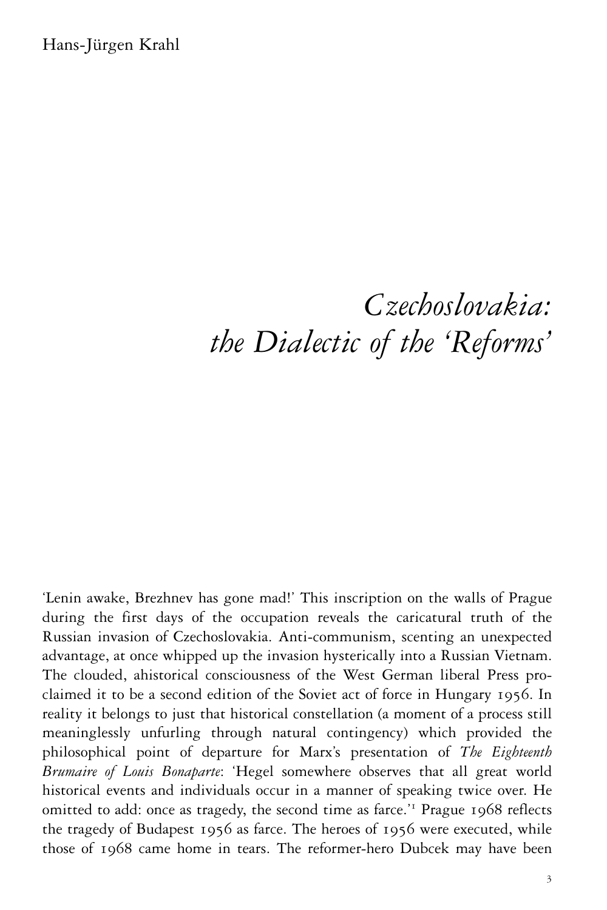Hans-Jürgen Krahl

# *Czechoslovakia: the Dialectic of the 'Reforms'*

'Lenin awake, Brezhnev has gone mad!' This inscription on the walls of Prague during the first days of the occupation reveals the caricatural truth of the Russian invasion of Czechoslovakia. Anti-communism, scenting an unexpected advantage, at once whipped up the invasion hysterically into a Russian Vietnam. The clouded, ahistorical consciousness of the West German liberal Press proclaimed it to be a second edition of the Soviet act of force in Hungary 1956. In reality it belongs to just that historical constellation (a moment of a process still meaninglessly unfurling through natural contingency) which provided the philosophical point of departure for Marx's presentation of *The Eighteenth Brumaire of Louis Bonaparte*: 'Hegel somewhere observes that all great world historical events and individuals occur in a manner of speaking twice over. He omitted to add: once as tragedy, the second time as farce.'[1] Prague 1968 reflects the tragedy of Budapest 1956 as farce. The heroes of 1956 were executed, while those of 1968 came home in tears. The reformer-hero Dubcek may have been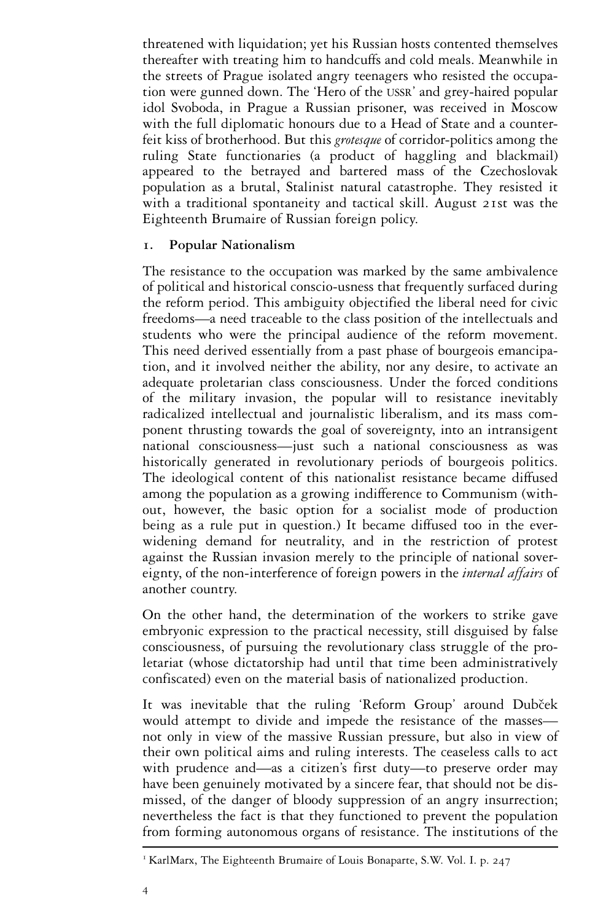threatened with liquidation; yet his Russian hosts contented themselves thereafter with treating him to handcuffs and cold meals. Meanwhile in the streets of Prague isolated angry teenagers who resisted the occupation were gunned down. The 'Hero of the USSR' and grey-haired popular idol Svoboda, in Prague a Russian prisoner, was received in Moscow with the full diplomatic honours due to a Head of State and a counterfeit kiss of brotherhood. But this *grotesque* of corridor-politics among the ruling State functionaries (a product of haggling and blackmail) appeared to the betrayed and bartered mass of the Czechoslovak population as a brutal, Stalinist natural catastrophe. They resisted it with a traditional spontaneity and tactical skill. August 21st was the Eighteenth Brumaire of Russian foreign policy.

## 1. Popular Nationalism

The resistance to the occupation was marked by the same ambivalence of political and historical conscio-usness that frequently surfaced during the reform period. This ambiguity objectified the liberal need for civic freedoms—a need traceable to the class position of the intellectuals and students who were the principal audience of the reform movement. This need derived essentially from a past phase of bourgeois emancipation, and it involved neither the ability, nor any desire, to activate an adequate proletarian class consciousness. Under the forced conditions of the military invasion, the popular will to resistance inevitably radicalized intellectual and journalistic liberalism, and its mass component thrusting towards the goal of sovereignty, into an intransigent national consciousness—just such a national consciousness as was historically generated in revolutionary periods of bourgeois politics. The ideological content of this nationalist resistance became diffused among the population as a growing indifference to Communism (without, however, the basic option for a socialist mode of production being as a rule put in question.) It became diffused too in the ever-widening demand for neutrality, and in the restriction of protest against the Russian invasion merely to the principle of national sovereignty, of the non-interference of foreign powers in the *internal affairs* of another country.

On the other hand, the determination of the workers to strike gave embryonic expression to the practical necessity, still disguised by false consciousness, of pursuing the revolutionary class struggle of the proletariat (whose dictatorship had until that time been administratively confiscated) even on the material basis of nationalized production.

It was inevitable that the ruling 'Reform Group' around Dubček would attempt to divide and impede the resistance of the masses—not only in view of the massive Russian pressure, but also in view of their own political aims and ruling interests. The ceaseless calls to act with prudence and—as a citizen's first duty—to preserve order may have been genuinely motivated by a sincere fear, that should not be dismissed, of the danger of bloody suppression of an angry insurrection; nevertheless the fact is that they functioned to prevent the population from forming autonomous organs of resistance. The institutions of the

[1] KarlMarx, The Eighteenth Brumaire of Louis Bonaparte, S.W. Vol. I. p. 247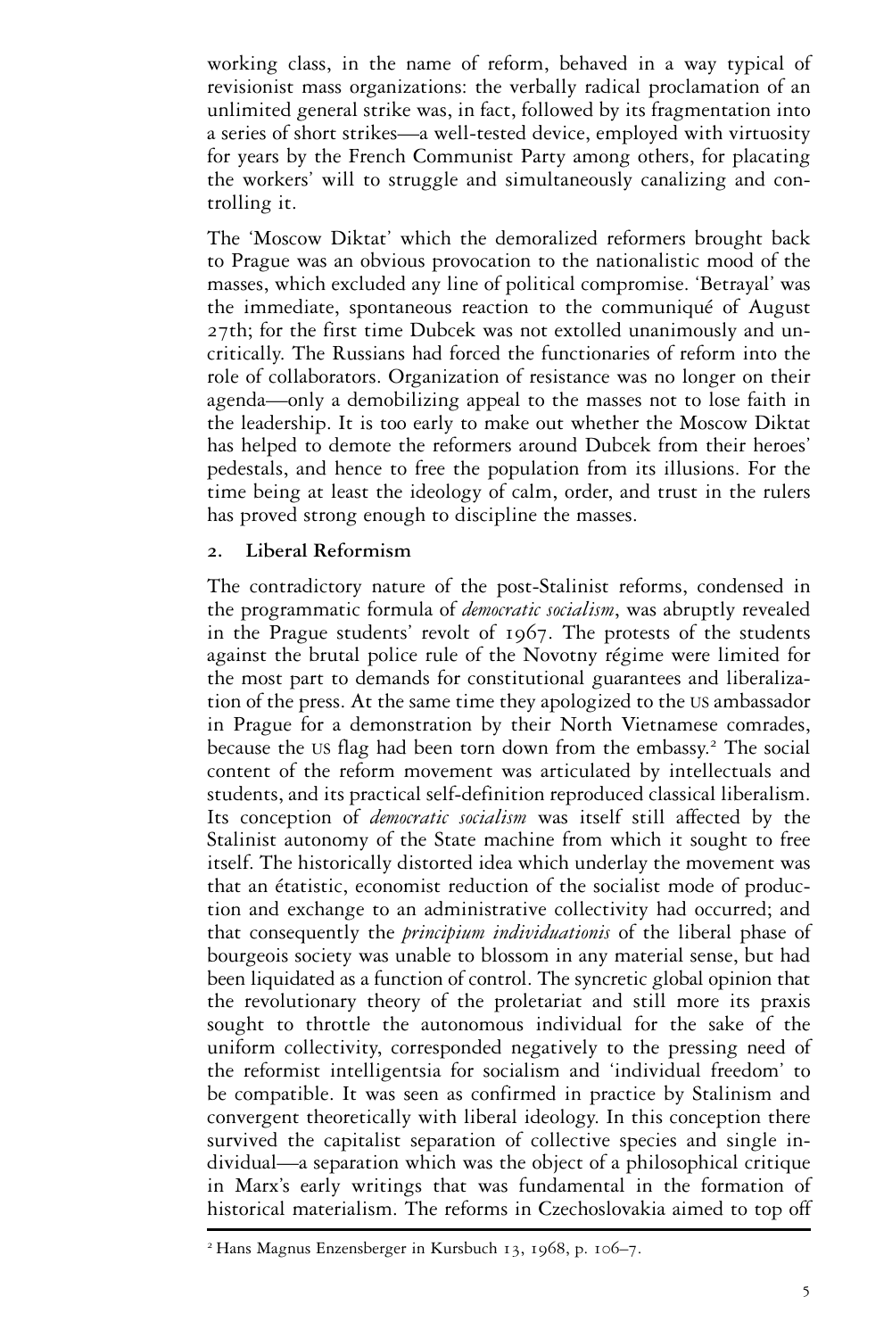working class, in the name of reform, behaved in a way typical of revisionist mass organizations: the verbally radical proclamation of an unlimited general strike was, in fact, followed by its fragmentation into a series of short strikes—a well-tested device, employed with virtuosity for years by the French Communist Party among others, for placating the workers' will to struggle and simultaneously canalizing and controlling it.

The 'Moscow Diktat' which the demoralized reformers brought back to Prague was an obvious provocation to the nationalistic mood of the masses, which excluded any line of political compromise. 'Betrayal' was the immediate, spontaneous reaction to the communiqué of August 27th; for the first time Dubcek was not extolled unanimously and uncritically. The Russians had forced the functionaries of reform into the role of collaborators. Organization of resistance was no longer on their agenda—only a demobilizing appeal to the masses not to lose faith in the leadership. It is too early to make out whether the Moscow Diktat has helped to demote the reformers around Dubcek from their heroes' pedestals, and hence to free the population from its illusions. For the time being at least the ideology of calm, order, and trust in the rulers has proved strong enough to discipline the masses.

## 2. Liberal Reformism

The contradictory nature of the post-Stalinist reforms, condensed in the programmatic formula of *democratic socialism*, was abruptly revealed in the Prague students' revolt of 1967. The protests of the students against the brutal police rule of the Novotny régime were limited for the most part to demands for constitutional guarantees and liberalization of the press. At the same time they apologized to the US ambassador in Prague for a demonstration by their North Vietnamese comrades, because the US flag had been torn down from the embassy.[2] The social content of the reform movement was articulated by intellectuals and students, and its practical self-definition reproduced classical liberalism. Its conception of *democratic socialism* was itself still affected by the Stalinist autonomy of the State machine from which it sought to free itself. The historically distorted idea which underlay the movement was that an étatistic, economist reduction of the socialist mode of production and exchange to an administrative collectivity had occurred; and that consequently the *principium individuationis* of the liberal phase of bourgeois society was unable to blossom in any material sense, but had been liquidated as a function of control. The syncretic global opinion that the revolutionary theory of the proletariat and still more its praxis sought to throttle the autonomous individual for the sake of the uniform collectivity, corresponded negatively to the pressing need of the reformist intelligentsia for socialism and 'individual freedom' to be compatible. It was seen as confirmed in practice by Stalinism and convergent theoretically with liberal ideology. In this conception there survived the capitalist separation of collective species and single individual—a separation which was the object of a philosophical critique in Marx's early writings that was fundamental in the formation of historical materialism. The reforms in Czechoslovakia aimed to top off

[2] Hans Magnus Enzensberger in Kursbuch 13, 1968, p. 106–7.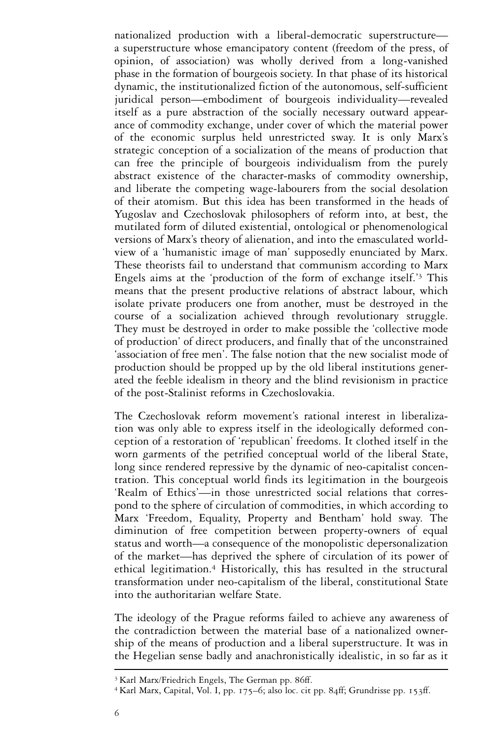nationalized production with a liberal-democratic superstructure—a superstructure whose emancipatory content (freedom of the press, of opinion, of association) was wholly derived from a long-vanished phase in the formation of bourgeois society. In that phase of its historical dynamic, the institutionalized fiction of the autonomous, self-sufficient juridical person—embodiment of bourgeois individuality—revealed itself as a pure abstraction of the socially necessary outward appearance of commodity exchange, under cover of which the material power of the economic surplus held unrestricted sway. It is only Marx's strategic conception of a socialization of the means of production that can free the principle of bourgeois individualism from the purely abstract existence of the character-masks of commodity ownership, and liberate the competing wage-labourers from the social desolation of their atomism. But this idea has been transformed in the heads of Yugoslav and Czechoslovak philosophers of reform into, at best, the mutilated form of diluted existential, ontological or phenomenological versions of Marx's theory of alienation, and into the emasculated world-view of a 'humanistic image of man' supposedly enunciated by Marx. These theorists fail to understand that communism according to Marx Engels aims at the 'production of the form of exchange itself.'[3] This means that the present productive relations of abstract labour, which isolate private producers one from another, must be destroyed in the course of a socialization achieved through revolutionary struggle. They must be destroyed in order to make possible the 'collective mode of production' of direct producers, and finally that of the unconstrained 'association of free men'. The false notion that the new socialist mode of production should be propped up by the old liberal institutions generated the feeble idealism in theory and the blind revisionism in practice of the post-Stalinist reforms in Czechoslovakia.

The Czechoslovak reform movement's rational interest in liberalization was only able to express itself in the ideologically deformed conception of a restoration of 'republican' freedoms. It clothed itself in the worn garments of the petrified conceptual world of the liberal State, long since rendered repressive by the dynamic of neo-capitalist concentration. This conceptual world finds its legitimation in the bourgeois 'Realm of Ethics'—in those unrestricted social relations that correspond to the sphere of circulation of commodities, in which according to Marx 'Freedom, Equality, Property and Bentham' hold sway. The diminution of free competition between property-owners of equal status and worth—a consequence of the monopolistic depersonalization of the market—has deprived the sphere of circulation of its power of ethical legitimation.[4] Historically, this has resulted in the structural transformation under neo-capitalism of the liberal, constitutional State into the authoritarian welfare State.

The ideology of the Prague reforms failed to achieve any awareness of the contradiction between the material base of a nationalized ownership of the means of production and a liberal superstructure. It was in the Hegelian sense badly and anachronistically idealistic, in so far as it

[3] Karl Marx/Friedrich Engels, The German pp. 86ff.

[4] Karl Marx, Capital, Vol. I, pp. 175–6; also loc. cit pp. 84ff; Grundrisse pp. 153ff.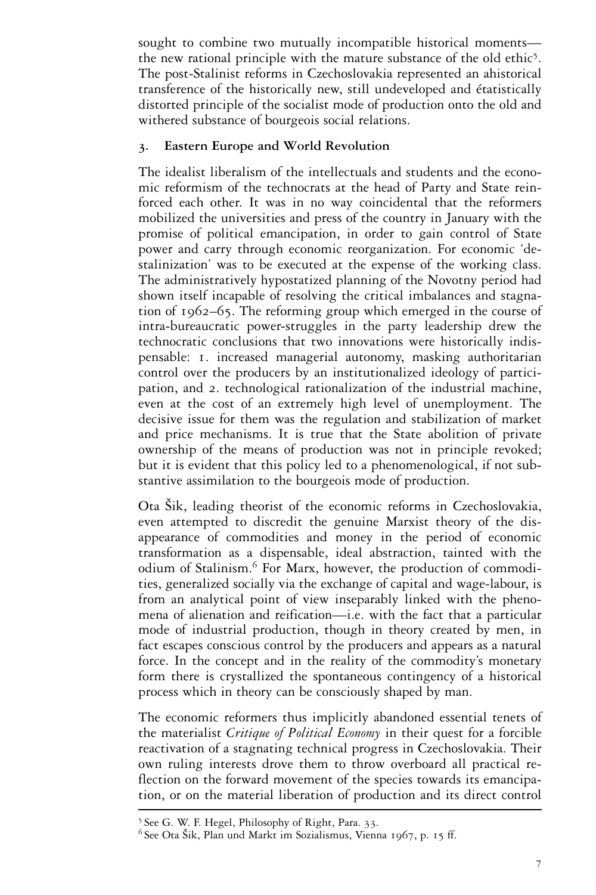sought to combine two mutually incompatible historical moments—the new rational principle with the mature substance of the old ethic[5]. The post-Stalinist reforms in Czechoslovakia represented an ahistorical transference of the historically new, still undeveloped and étatistically distorted principle of the socialist mode of production onto the old and withered substance of bourgeois social relations.

## 3. Eastern Europe and World Revolution

The idealist liberalism of the intellectuals and students and the economic reformism of the technocrats at the head of Party and State reinforced each other. It was in no way coincidental that the reformers mobilized the universities and press of the country in January with the promise of political emancipation, in order to gain control of State power and carry through economic reorganization. For economic 'de-stalinization' was to be executed at the expense of the working class. The administratively hypostatized planning of the Novotny period had shown itself incapable of resolving the critical imbalances and stagnation of 1962–65. The reforming group which emerged in the course of intra-bureaucratic power-struggles in the party leadership drew the technocratic conclusions that two innovations were historically indispensable: 1. increased managerial autonomy, masking authoritarian control over the producers by an institutionalized ideology of participation, and 2. technological rationalization of the industrial machine, even at the cost of an extremely high level of unemployment. The decisive issue for them was the regulation and stabilization of market and price mechanisms. It is true that the State abolition of private ownership of the means of production was not in principle revoked; but it is evident that this policy led to a phenomenological, if not substantive assimilation to the bourgeois mode of production.

Ota Šik, leading theorist of the economic reforms in Czechoslovakia, even attempted to discredit the genuine Marxist theory of the disappearance of commodities and money in the period of economic transformation as a dispensable, ideal abstraction, tainted with the odium of Stalinism.[6] For Marx, however, the production of commodities, generalized socially via the exchange of capital and wage-labour, is from an analytical point of view inseparably linked with the phenomena of alienation and reification—i.e. with the fact that a particular mode of industrial production, though in theory created by men, in fact escapes conscious control by the producers and appears as a natural force. In the concept and in the reality of the commodity's monetary form there is crystallized the spontaneous contingency of a historical process which in theory can be consciously shaped by man.

The economic reformers thus implicitly abandoned essential tenets of the materialist *Critique of Political Economy* in their quest for a forcible reactivation of a stagnating technical progress in Czechoslovakia. Their own ruling interests drove them to throw overboard all practical reflection on the forward movement of the species towards its emancipation, or on the material liberation of production and its direct control

---

[5] See G. W. F. Hegel, Philosophy of Right, Para. 33.

[6] See Ota Šik, Plan und Markt im Sozialismus, Vienna 1967, p. 15 ff.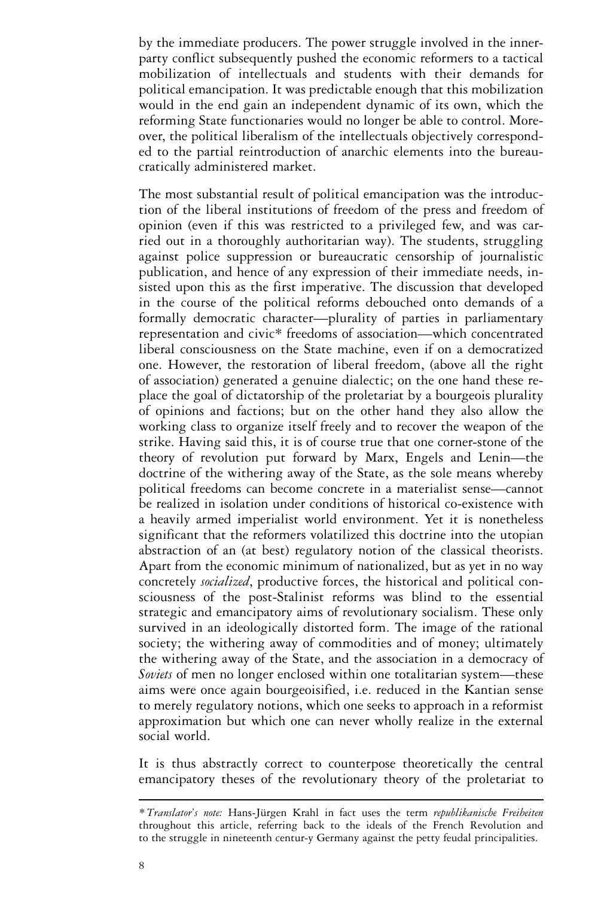by the immediate producers. The power struggle involved in the inner-party conflict subsequently pushed the economic reformers to a tactical mobilization of intellectuals and students with their demands for political emancipation. It was predictable enough that this mobilization would in the end gain an independent dynamic of its own, which the reforming State functionaries would no longer be able to control. Moreover, the political liberalism of the intellectuals objectively corresponded to the partial reintroduction of anarchic elements into the bureaucratically administered market.

The most substantial result of political emancipation was the introduction of the liberal institutions of freedom of the press and freedom of opinion (even if this was restricted to a privileged few, and was carried out in a thoroughly authoritarian way). The students, struggling against police suppression or bureaucratic censorship of journalistic publication, and hence of any expression of their immediate needs, insisted upon this as the first imperative. The discussion that developed in the course of the political reforms debouched onto demands of a formally democratic character—plurality of parties in parliamentary representation and civic* freedoms of association—which concentrated liberal consciousness on the State machine, even if on a democratized one. However, the restoration of liberal freedom, (above all the right of association) generated a genuine dialectic; on the one hand these replace the goal of dictatorship of the proletariat by a bourgeois plurality of opinions and factions; but on the other hand they also allow the working class to organize itself freely and to recover the weapon of the strike. Having said this, it is of course true that one corner-stone of the theory of revolution put forward by Marx, Engels and Lenin—the doctrine of the withering away of the State, as the sole means whereby political freedoms can become concrete in a materialist sense—cannot be realized in isolation under conditions of historical co-existence with a heavily armed imperialist world environment. Yet it is nonetheless significant that the reformers volatilized this doctrine into the utopian abstraction of an (at best) regulatory notion of the classical theorists. Apart from the economic minimum of nationalized, but as yet in no way concretely *socialized*, productive forces, the historical and political consciousness of the post-Stalinist reforms was blind to the essential strategic and emancipatory aims of revolutionary socialism. These only survived in an ideologically distorted form. The image of the rational society; the withering away of commodities and of money; ultimately the withering away of the State, and the association in a democracy of *Soviets* of men no longer enclosed within one totalitarian system—these aims were once again bourgeoisified, i.e. reduced in the Kantian sense to merely regulatory notions, which one seeks to approach in a reformist approximation but which one can never wholly realize in the external social world.

It is thus abstractly correct to counterpose theoretically the central emancipatory theses of the revolutionary theory of the proletariat to

---

\* *Translator's note:* Hans-Jürgen Krahl in fact uses the term *republikanische Freiheiten* throughout this article, referring back to the ideals of the French Revolution and to the struggle in nineteenth centur-y Germany against the petty feudal principalities.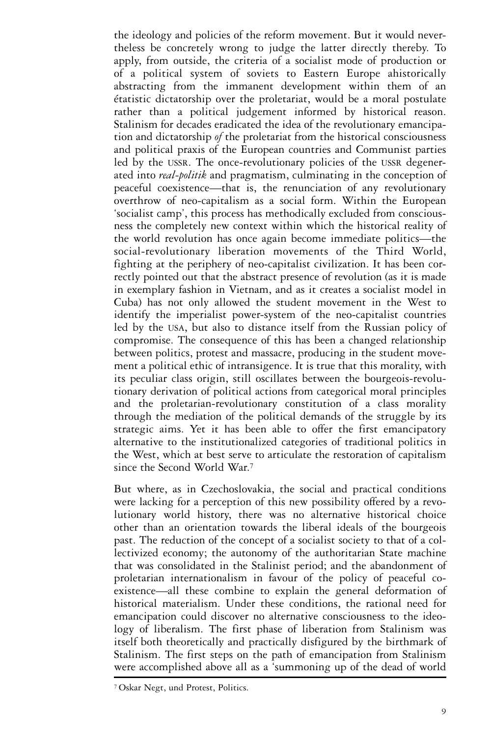the ideology and policies of the reform movement. But it would nevertheless be concretely wrong to judge the latter directly thereby. To apply, from outside, the criteria of a socialist mode of production or of a political system of soviets to Eastern Europe ahistorically abstracting from the immanent development within them of an étatistic dictatorship over the proletariat, would be a moral postulate rather than a political judgement informed by historical reason. Stalinism for decades eradicated the idea of the revolutionary emancipation and dictatorship *of* the proletariat from the historical consciousness and political praxis of the European countries and Communist parties led by the USSR. The once-revolutionary policies of the USSR degenerated into *real-politik* and pragmatism, culminating in the conception of peaceful coexistence—that is, the renunciation of any revolutionary overthrow of neo-capitalism as a social form. Within the European 'socialist camp', this process has methodically excluded from consciousness the completely new context within which the historical reality of the world revolution has once again become immediate politics—the social-revolutionary liberation movements of the Third World, fighting at the periphery of neo-capitalist civilization. It has been correctly pointed out that the abstract presence of revolution (as it is made in exemplary fashion in Vietnam, and as it creates a socialist model in Cuba) has not only allowed the student movement in the West to identify the imperialist power-system of the neo-capitalist countries led by the USA, but also to distance itself from the Russian policy of compromise. The consequence of this has been a changed relationship between politics, protest and massacre, producing in the student movement a political ethic of intransigence. It is true that this morality, with its peculiar class origin, still oscillates between the bourgeois-revolutionary derivation of political actions from categorical moral principles and the proletarian-revolutionary constitution of a class morality through the mediation of the political demands of the struggle by its strategic aims. Yet it has been able to offer the first emancipatory alternative to the institutionalized categories of traditional politics in the West, which at best serve to articulate the restoration of capitalism since the Second World War.[7]

But where, as in Czechoslovakia, the social and practical conditions were lacking for a perception of this new possibility offered by a revolutionary world history, there was no alternative historical choice other than an orientation towards the liberal ideals of the bourgeois past. The reduction of the concept of a socialist society to that of a collectivized economy; the autonomy of the authoritarian State machine that was consolidated in the Stalinist period; and the abandonment of proletarian internationalism in favour of the policy of peaceful coexistence—all these combine to explain the general deformation of historical materialism. Under these conditions, the rational need for emancipation could discover no alternative consciousness to the ideology of liberalism. The first phase of liberation from Stalinism was itself both theoretically and practically disfigured by the birthmark of Stalinism. The first steps on the path of emancipation from Stalinism were accomplished above all as a 'summoning up of the dead of world

---

[7] Oskar Negt, und Protest, Politics.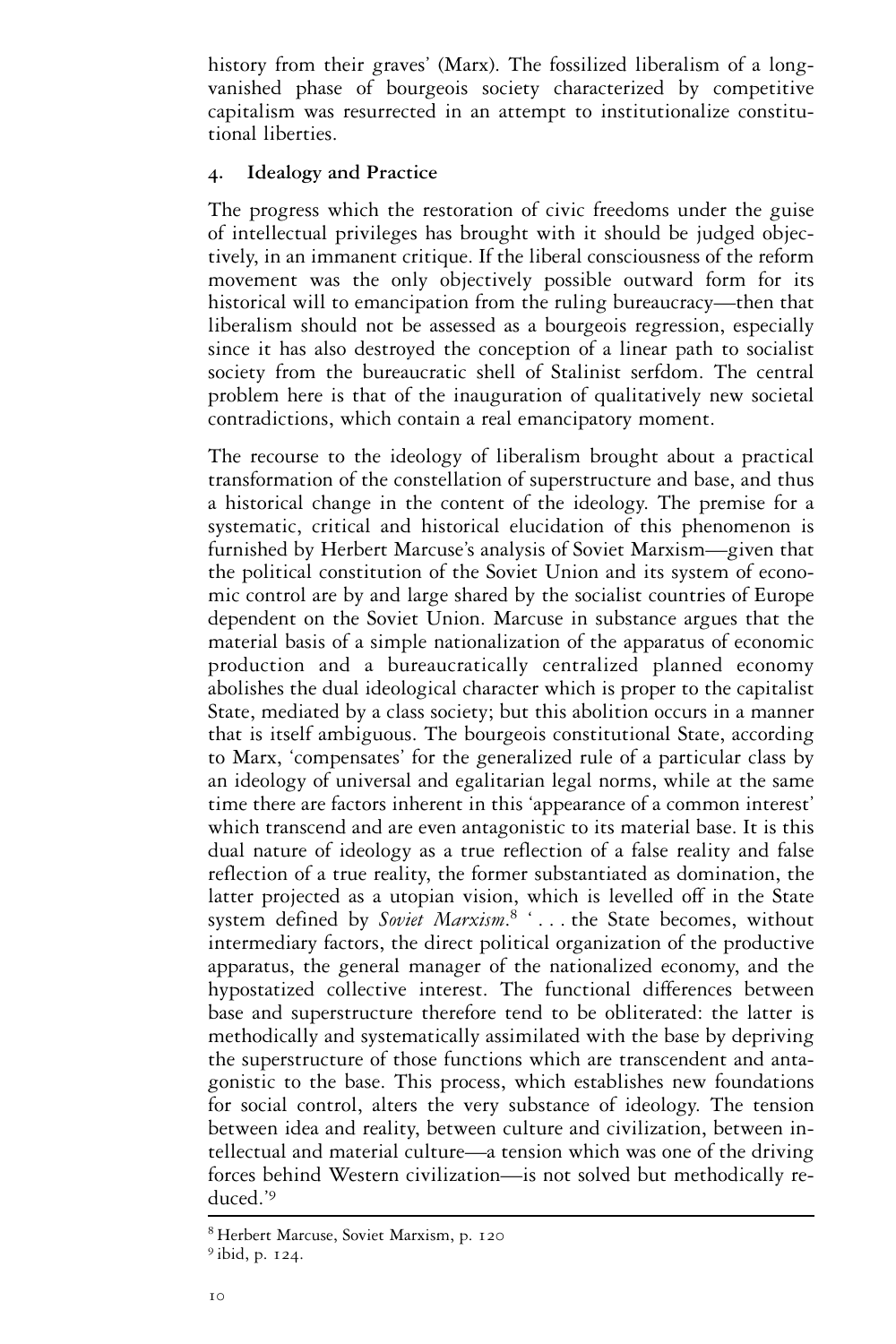history from their graves' (Marx). The fossilized liberalism of a long-vanished phase of bourgeois society characterized by competitive capitalism was resurrected in an attempt to institutionalize constitutional liberties.

## 4. Idealogy and Practice

The progress which the restoration of civic freedoms under the guise of intellectual privileges has brought with it should be judged objectively, in an immanent critique. If the liberal consciousness of the reform movement was the only objectively possible outward form for its historical will to emancipation from the ruling bureaucracy—then that liberalism should not be assessed as a bourgeois regression, especially since it has also destroyed the conception of a linear path to socialist society from the bureaucratic shell of Stalinist serfdom. The central problem here is that of the inauguration of qualitatively new societal contradictions, which contain a real emancipatory moment.

The recourse to the ideology of liberalism brought about a practical transformation of the constellation of superstructure and base, and thus a historical change in the content of the ideology. The premise for a systematic, critical and historical elucidation of this phenomenon is furnished by Herbert Marcuse's analysis of Soviet Marxism—given that the political constitution of the Soviet Union and its system of economic control are by and large shared by the socialist countries of Europe dependent on the Soviet Union. Marcuse in substance argues that the material basis of a simple nationalization of the apparatus of economic production and a bureaucratically centralized planned economy abolishes the dual ideological character which is proper to the capitalist State, mediated by a class society; but this abolition occurs in a manner that is itself ambiguous. The bourgeois constitutional State, according to Marx, 'compensates' for the generalized rule of a particular class by an ideology of universal and egalitarian legal norms, while at the same time there are factors inherent in this 'appearance of a common interest' which transcend and are even antagonistic to its material base. It is this dual nature of ideology as a true reflection of a false reality and false reflection of a true reality, the former substantiated as domination, the latter projected as a utopian vision, which is levelled off in the State system defined by *Soviet Marxism*.[8] '. . . the State becomes, without intermediary factors, the direct political organization of the productive apparatus, the general manager of the nationalized economy, and the hypostatized collective interest. The functional differences between base and superstructure therefore tend to be obliterated: the latter is methodically and systematically assimilated with the base by depriving the superstructure of those functions which are transcendent and antagonistic to the base. This process, which establishes new foundations for social control, alters the very substance of ideology. The tension between idea and reality, between culture and civilization, between intellectual and material culture—a tension which was one of the driving forces behind Western civilization—is not solved but methodically reduced.'[9]

---

[8] Herbert Marcuse, Soviet Marxism, p. 120

[9] ibid, p. 124.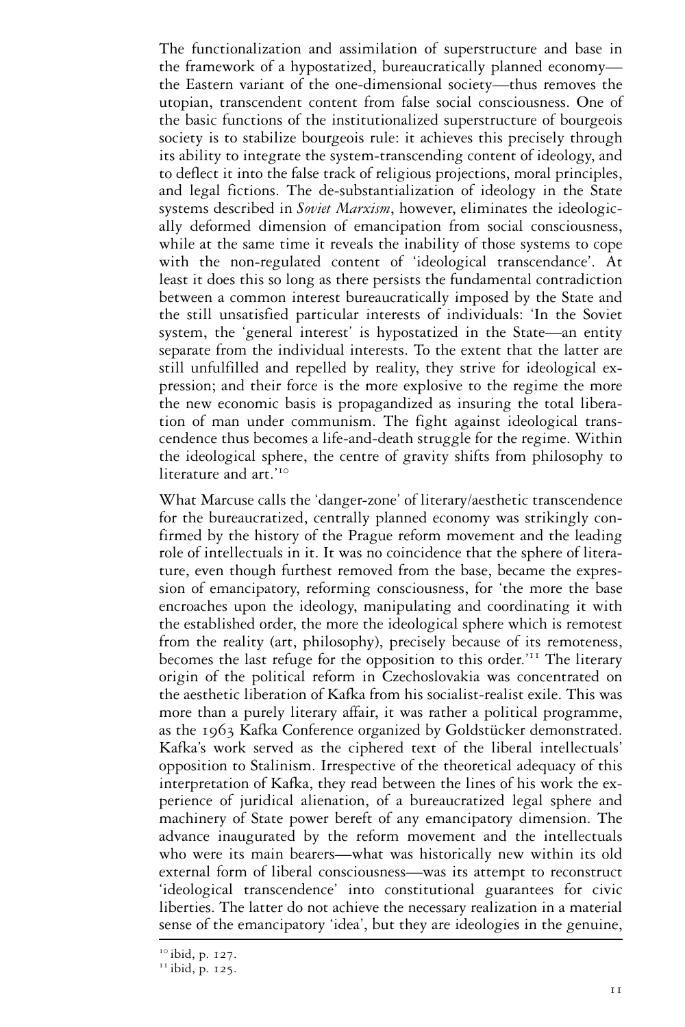The functionalization and assimilation of superstructure and base in the framework of a hypostatized, bureaucratically planned economy—the Eastern variant of the one-dimensional society—thus removes the utopian, transcendent content from false social consciousness. One of the basic functions of the institutionalized superstructure of bourgeois society is to stabilize bourgeois rule: it achieves this precisely through its ability to integrate the system-transcending content of ideology, and to deflect it into the false track of religious projections, moral principles, and legal fictions. The de-substantialization of ideology in the State systems described in *Soviet Marxism*, however, eliminates the ideologically deformed dimension of emancipation from social consciousness, while at the same time it reveals the inability of those systems to cope with the non-regulated content of 'ideological transcendance'. At least it does this so long as there persists the fundamental contradiction between a common interest bureaucratically imposed by the State and the still unsatisfied particular interests of individuals: 'In the Soviet system, the 'general interest' is hypostatized in the State—an entity separate from the individual interests. To the extent that the latter are still unfulfilled and repelled by reality, they strive for ideological expression; and their force is the more explosive to the regime the more the new economic basis is propagandized as insuring the total liberation of man under communism. The fight against ideological transcendence thus becomes a life-and-death struggle for the regime. Within the ideological sphere, the centre of gravity shifts from philosophy to literature and art.'[10]

What Marcuse calls the 'danger-zone' of literary/aesthetic transcendence for the bureaucratized, centrally planned economy was strikingly confirmed by the history of the Prague reform movement and the leading role of intellectuals in it. It was no coincidence that the sphere of literature, even though furthest removed from the base, became the expression of emancipatory, reforming consciousness, for 'the more the base encroaches upon the ideology, manipulating and coordinating it with the established order, the more the ideological sphere which is remotest from the reality (art, philosophy), precisely because of its remoteness, becomes the last refuge for the opposition to this order.'[11] The literary origin of the political reform in Czechoslovakia was concentrated on the aesthetic liberation of Kafka from his socialist-realist exile. This was more than a purely literary affair, it was rather a political programme, as the 1963 Kafka Conference organized by Goldstücker demonstrated. Kafka's work served as the ciphered text of the liberal intellectuals' opposition to Stalinism. Irrespective of the theoretical adequacy of this interpretation of Kafka, they read between the lines of his work the experience of juridical alienation, of a bureaucratized legal sphere and machinery of State power bereft of any emancipatory dimension. The advance inaugurated by the reform movement and the intellectuals who were its main bearers—what was historically new within its old external form of liberal consciousness—was its attempt to reconstruct 'ideological transcendence' into constitutional guarantees for civic liberties. The latter do not achieve the necessary realization in a material sense of the emancipatory 'idea', but they are ideologies in the genuine,

[10] ibid, p. 127.
[11] ibid, p. 125.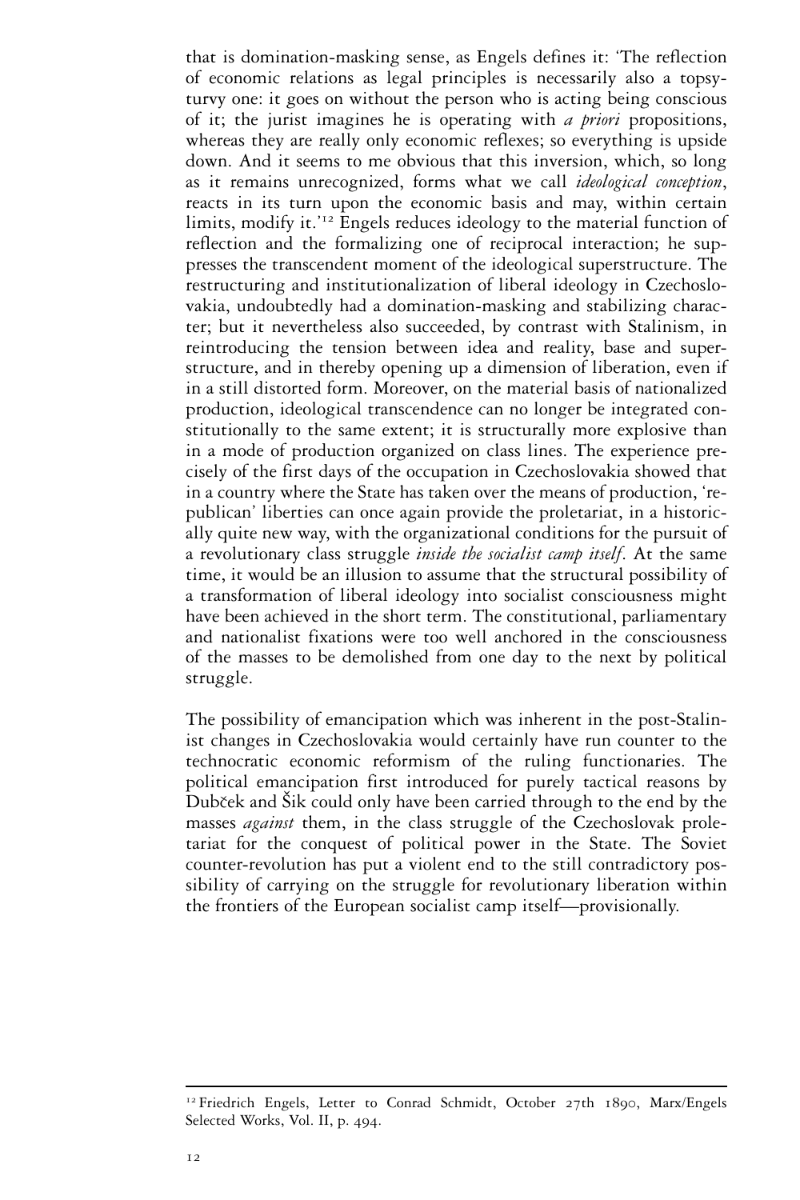that is domination-masking sense, as Engels defines it: 'The reflection of economic relations as legal principles is necessarily also a topsy-turvy one: it goes on without the person who is acting being conscious of it; the jurist imagines he is operating with *a priori* propositions, whereas they are really only economic reflexes; so everything is upside down. And it seems to me obvious that this inversion, which, so long as it remains unrecognized, forms what we call *ideological conception*, reacts in its turn upon the economic basis and may, within certain limits, modify it.'[12] Engels reduces ideology to the material function of reflection and the formalizing one of reciprocal interaction; he suppresses the transcendent moment of the ideological superstructure. The restructuring and institutionalization of liberal ideology in Czechoslovakia, undoubtedly had a domination-masking and stabilizing character; but it nevertheless also succeeded, by contrast with Stalinism, in reintroducing the tension between idea and reality, base and superstructure, and in thereby opening up a dimension of liberation, even if in a still distorted form. Moreover, on the material basis of nationalized production, ideological transcendence can no longer be integrated constitutionally to the same extent; it is structurally more explosive than in a mode of production organized on class lines. The experience precisely of the first days of the occupation in Czechoslovakia showed that in a country where the State has taken over the means of production, 'republican' liberties can once again provide the proletariat, in a historically quite new way, with the organizational conditions for the pursuit of a revolutionary class struggle *inside the socialist camp itself*. At the same time, it would be an illusion to assume that the structural possibility of a transformation of liberal ideology into socialist consciousness might have been achieved in the short term. The constitutional, parliamentary and nationalist fixations were too well anchored in the consciousness of the masses to be demolished from one day to the next by political struggle.

The possibility of emancipation which was inherent in the post-Stalinist changes in Czechoslovakia would certainly have run counter to the technocratic economic reformism of the ruling functionaries. The political emancipation first introduced for purely tactical reasons by Dubček and Šik could only have been carried through to the end by the masses *against* them, in the class struggle of the Czechoslovak proletariat for the conquest of political power in the State. The Soviet counter-revolution has put a violent end to the still contradictory possibility of carrying on the struggle for revolutionary liberation within the frontiers of the European socialist camp itself—provisionally.

[12] Friedrich Engels, Letter to Conrad Schmidt, October 27th 1890, Marx/Engels Selected Works, Vol. II, p. 494.